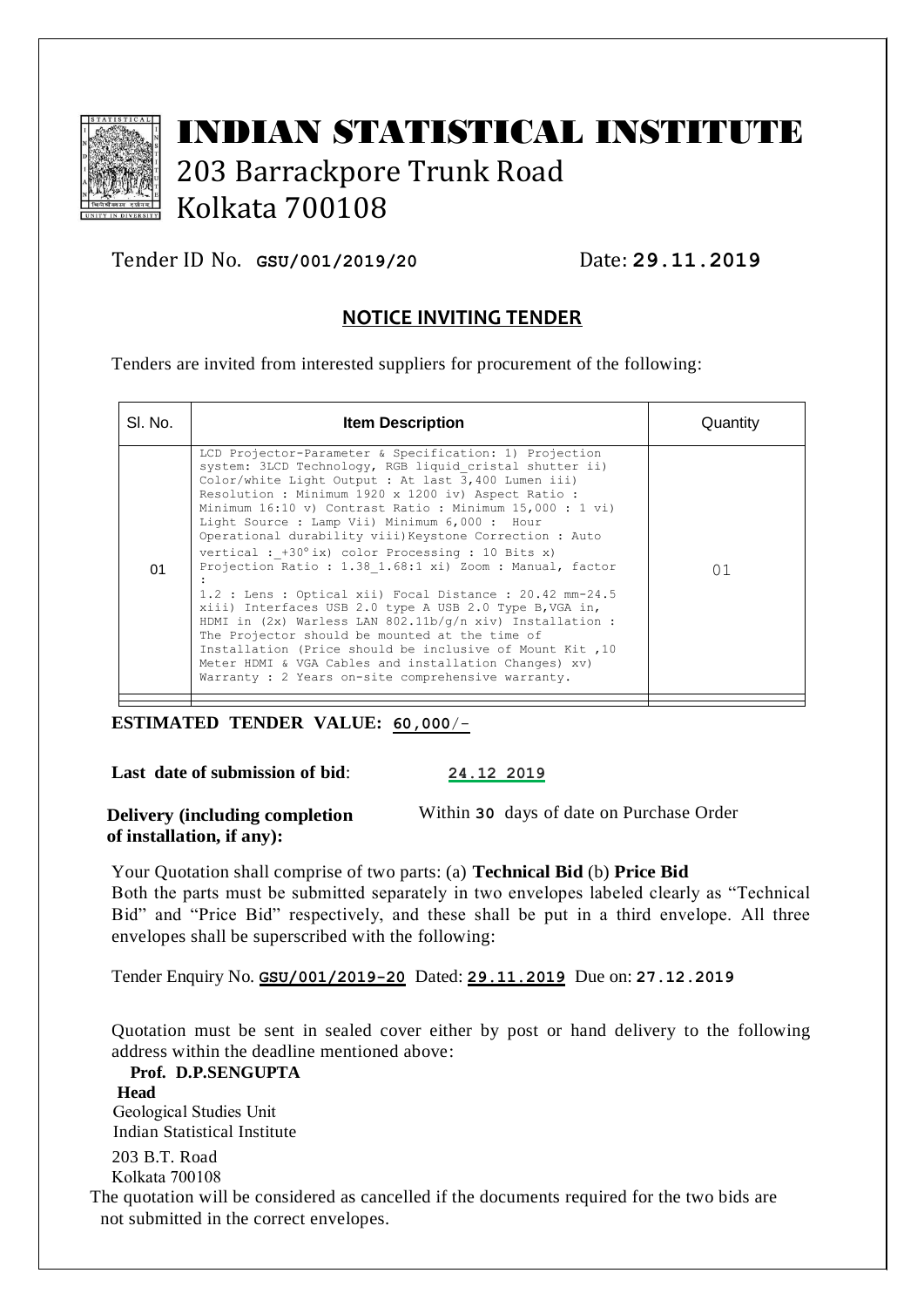# INDIAN STATISTICAL INSTITUTE

203 Barrackpore Trunk Road
Kolkata 700108

Tender ID No. **GSU/001/2019/20** Date: **29.11.2019**

## NOTICE INVITING TENDER

Tenders are invited from interested suppliers for procurement of the following:

| Sl. No. | Item Description | Quantity |
|---|---|---|
| 01 | LCD Projector-Parameter & Specification: 1) Projection system: 3LCD Technology, RGB liquid_cristal shutter ii) Color/white Light Output : At last 3,400 Lumen iii) Resolution : Minimum 1920 x 1200 iv) Aspect Ratio : Minimum 16:10 v) Contrast Ratio : Minimum 15,000 : 1 vi) Light Source : Lamp Vii) Minimum 6,000 : Hour Operational durability viii)Keystone Correction : Auto vertical : _+30° ix) color Processing : 10 Bits x) Projection Ratio : 1.38_1.68:1 xi) Zoom : Manual, factor : 1.2 : Lens : Optical xii) Focal Distance : 20.42 mm-24.5 xiii) Interfaces USB 2.0 type A USB 2.0 Type B,VGA in, HDMI in (2x) Warless LAN 802.11b/g/n xiv) Installation : The Projector should be mounted at the time of Installation (Price should be inclusive of Mount Kit ,10 Meter HDMI & VGA Cables and installation Changes) xv) Warranty : 2 Years on-site comprehensive warranty. | 01 |
| | | |

**ESTIMATED TENDER VALUE: 60,000/-**

**Last date of submission of bid**: **24.12 2019**

**Delivery (including completion of installation, if any):** Within **30** days of date on Purchase Order

Your Quotation shall comprise of two parts: (a) **Technical Bid** (b) **Price Bid**
Both the parts must be submitted separately in two envelopes labeled clearly as "Technical Bid" and "Price Bid" respectively, and these shall be put in a third envelope. All three envelopes shall be superscribed with the following:

Tender Enquiry No. **GSU/001/2019-20** Dated: **29.11.2019** Due on: **27.12.2019**

Quotation must be sent in sealed cover either by post or hand delivery to the following address within the deadline mentioned above:

**Prof. D.P.SENGUPTA**
**Head**
Geological Studies Unit
Indian Statistical Institute
203 B.T. Road
Kolkata 700108

The quotation will be considered as cancelled if the documents required for the two bids are not submitted in the correct envelopes.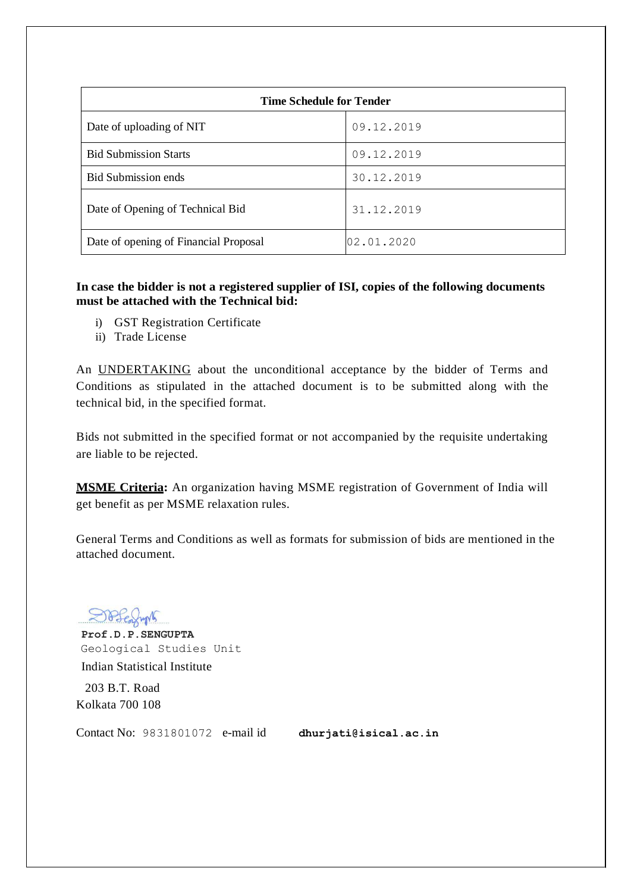| Time Schedule for Tender | |
|---|---|
| Date of uploading of NIT | 09.12.2019 |
| Bid Submission Starts | 09.12.2019 |
| Bid Submission ends | 30.12.2019 |
| Date of Opening of Technical Bid | 31.12.2019 |
| Date of opening of Financial Proposal | 02.01.2020 |

**In case the bidder is not a registered supplier of ISI, copies of the following documents must be attached with the Technical bid:**

i) GST Registration Certificate
ii) Trade License

An UNDERTAKING about the unconditional acceptance by the bidder of Terms and Conditions as stipulated in the attached document is to be submitted along with the technical bid, in the specified format.

Bids not submitted in the specified format or not accompanied by the requisite undertaking are liable to be rejected.

**MSME Criteria:** An organization having MSME registration of Government of India will get benefit as per MSME relaxation rules.

General Terms and Conditions as well as formats for submission of bids are mentioned in the attached document.

**Prof.D.P.SENGUPTA**
Geological Studies Unit
Indian Statistical Institute
203 B.T. Road
Kolkata 700 108

Contact No: 9831801072 e-mail id **dhurjati@isical.ac.in**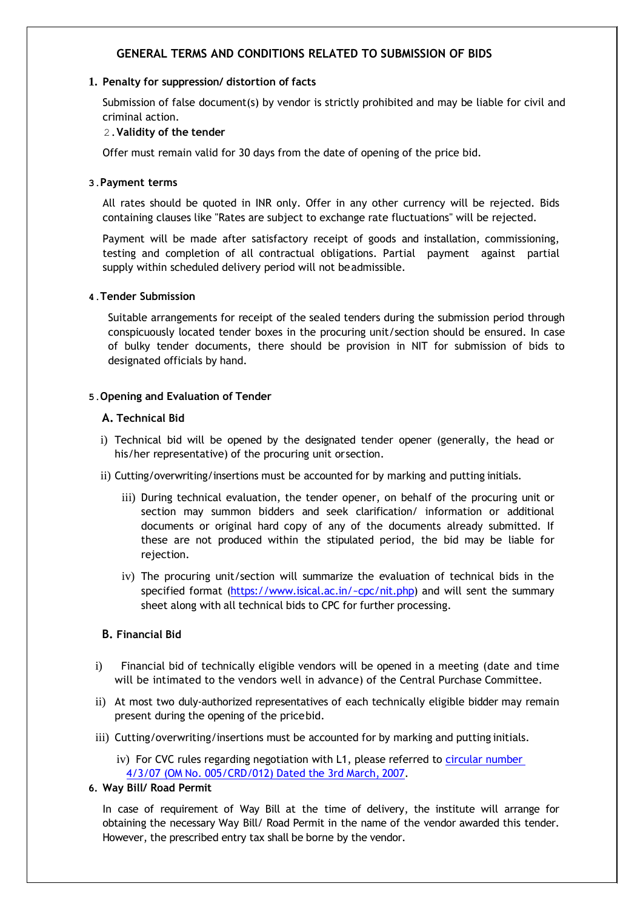## GENERAL TERMS AND CONDITIONS RELATED TO SUBMISSION OF BIDS

**1. Penalty for suppression/ distortion of facts**

Submission of false document(s) by vendor is strictly prohibited and may be liable for civil and criminal action.

**2. Validity of the tender**

Offer must remain valid for 30 days from the date of opening of the price bid.

**3. Payment terms**

All rates should be quoted in INR only. Offer in any other currency will be rejected. Bids containing clauses like "Rates are subject to exchange rate fluctuations" will be rejected.

Payment will be made after satisfactory receipt of goods and installation, commissioning, testing and completion of all contractual obligations. Partial payment against partial supply within scheduled delivery period will not be admissible.

**4. Tender Submission**

Suitable arrangements for receipt of the sealed tenders during the submission period through conspicuously located tender boxes in the procuring unit/section should be ensured. In case of bulky tender documents, there should be provision in NIT for submission of bids to designated officials by hand.

**5. Opening and Evaluation of Tender**

**A. Technical Bid**

i) Technical bid will be opened by the designated tender opener (generally, the head or his/her representative) of the procuring unit or section.

ii) Cutting/overwriting/insertions must be accounted for by marking and putting initials.

iii) During technical evaluation, the tender opener, on behalf of the procuring unit or section may summon bidders and seek clarification/ information or additional documents or original hard copy of any of the documents already submitted. If these are not produced within the stipulated period, the bid may be liable for rejection.

iv) The procuring unit/section will summarize the evaluation of technical bids in the specified format (https://www.isical.ac.in/~cpc/nit.php) and will sent the summary sheet along with all technical bids to CPC for further processing.

**B. Financial Bid**

i) Financial bid of technically eligible vendors will be opened in a meeting (date and time will be intimated to the vendors well in advance) of the Central Purchase Committee.

ii) At most two duly-authorized representatives of each technically eligible bidder may remain present during the opening of the price bid.

iii) Cutting/overwriting/insertions must be accounted for by marking and putting initials.

iv) For CVC rules regarding negotiation with L1, please referred to circular number 4/3/07 (OM No. 005/CRD/012) Dated the 3rd March, 2007.

**6. Way Bill/ Road Permit**

In case of requirement of Way Bill at the time of delivery, the institute will arrange for obtaining the necessary Way Bill/ Road Permit in the name of the vendor awarded this tender. However, the prescribed entry tax shall be borne by the vendor.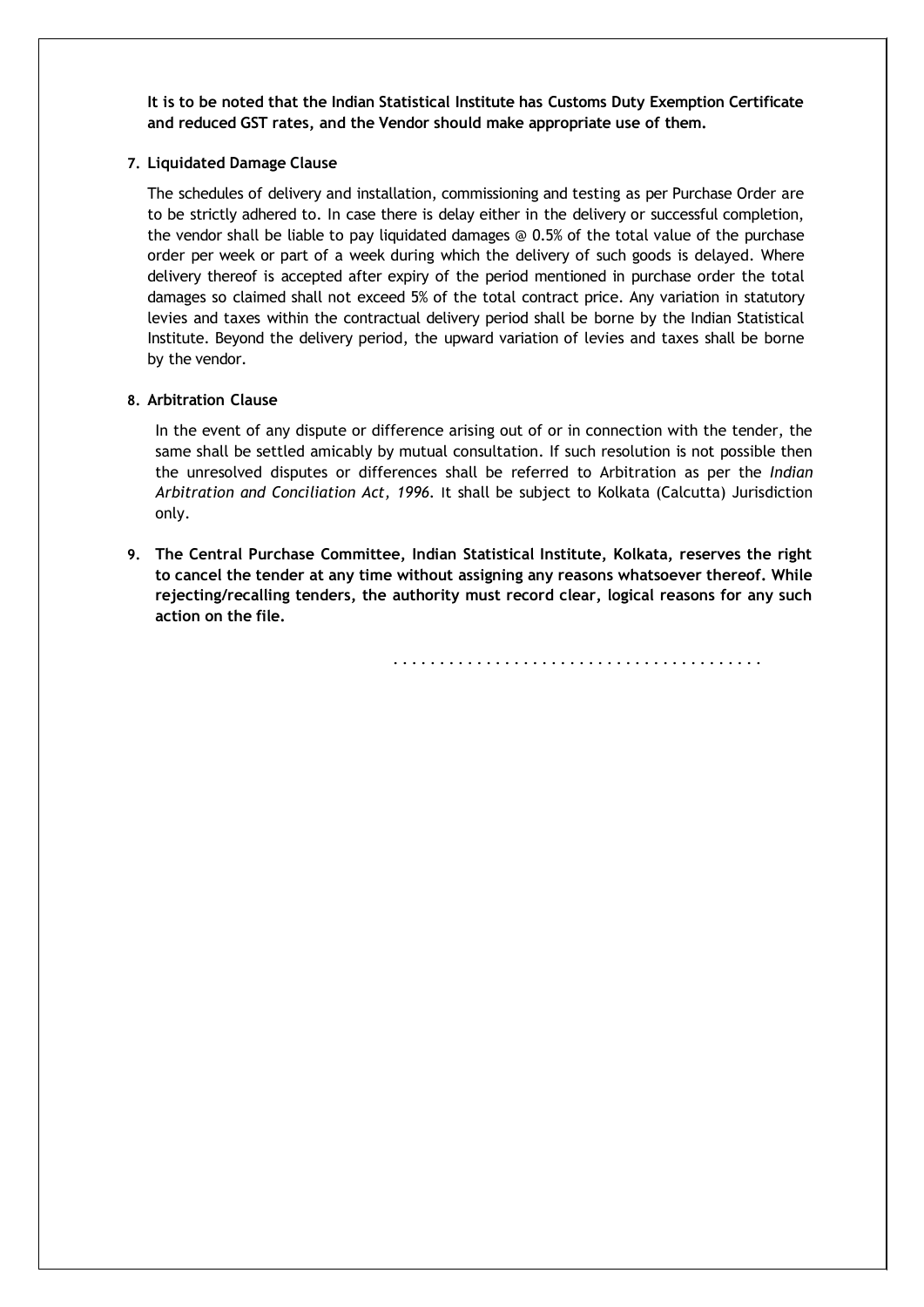**It is to be noted that the Indian Statistical Institute has Customs Duty Exemption Certificate and reduced GST rates, and the Vendor should make appropriate use of them.**

**7. Liquidated Damage Clause**

The schedules of delivery and installation, commissioning and testing as per Purchase Order are to be strictly adhered to. In case there is delay either in the delivery or successful completion, the vendor shall be liable to pay liquidated damages @ 0.5% of the total value of the purchase order per week or part of a week during which the delivery of such goods is delayed. Where delivery thereof is accepted after expiry of the period mentioned in purchase order the total damages so claimed shall not exceed 5% of the total contract price. Any variation in statutory levies and taxes within the contractual delivery period shall be borne by the Indian Statistical Institute. Beyond the delivery period, the upward variation of levies and taxes shall be borne by the vendor.

**8. Arbitration Clause**

In the event of any dispute or difference arising out of or in connection with the tender, the same shall be settled amicably by mutual consultation. If such resolution is not possible then the unresolved disputes or differences shall be referred to Arbitration as per the *Indian Arbitration and Conciliation Act, 1996*. It shall be subject to Kolkata (Calcutta) Jurisdiction only.

**9. The Central Purchase Committee, Indian Statistical Institute, Kolkata, reserves the right to cancel the tender at any time without assigning any reasons whatsoever thereof. While rejecting/recalling tenders, the authority must record clear, logical reasons for any such action on the file.**

. . . . . . . . . . . . . . . . . . . . . . . . . . . . . . . . . . . . . . . .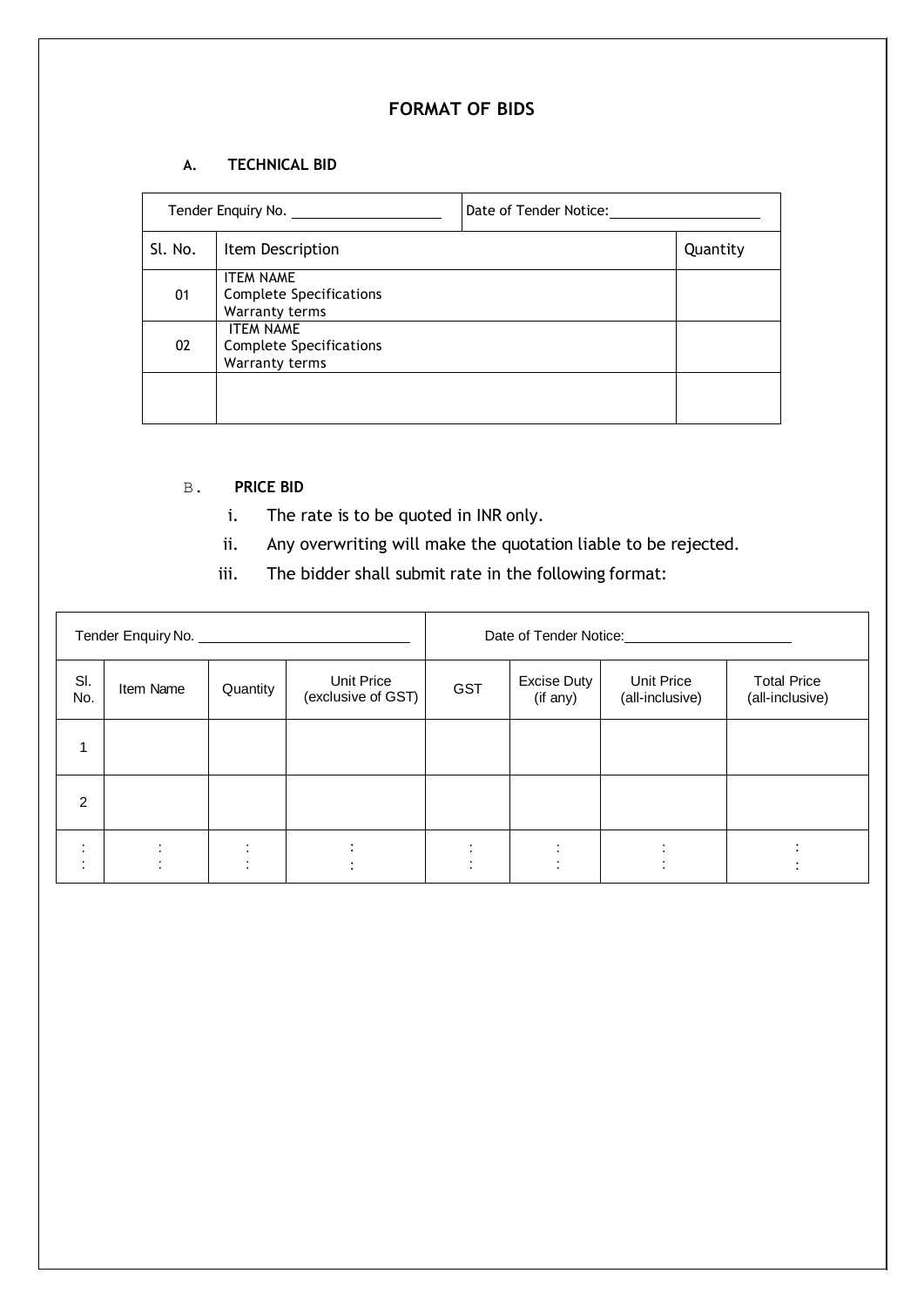# FORMAT OF BIDS

## A. TECHNICAL BID

| Tender Enquiry No. ____________ | | Date of Tender Notice: ____________ |
|---|---|---|
| Sl. No. | Item Description | Quantity |
| 01 | ITEM NAME<br>Complete Specifications<br>Warranty terms | |
| 02 | ITEM NAME<br>Complete Specifications<br>Warranty terms | |
| | | |

## B. PRICE BID

i. The rate is to be quoted in INR only.

ii. Any overwriting will make the quotation liable to be rejected.

iii. The bidder shall submit rate in the following format:

| Tender Enquiry No. ____________ | | | | Date of Tender Notice: ____________ | | | |
|---|---|---|---|---|---|---|---|
| Sl. No. | Item Name | Quantity | Unit Price (exclusive of GST) | GST | Excise Duty (if any) | Unit Price (all-inclusive) | Total Price (all-inclusive) |
| 1 | | | | | | | |
| 2 | | | | | | | |
| : | : | : | : | : | : | : | : |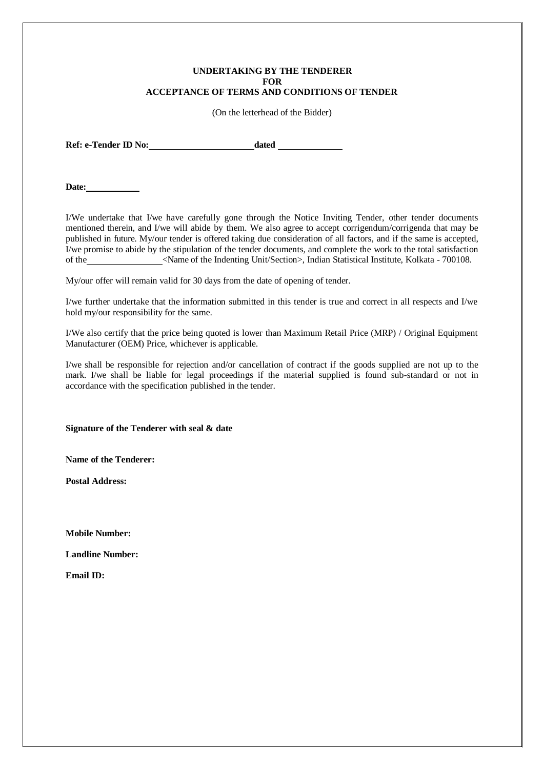**UNDERTAKING BY THE TENDERER**
**FOR**
**ACCEPTANCE OF TERMS AND CONDITIONS OF TENDER**

(On the letterhead of the Bidder)

**Ref: e-Tender ID No:**\_\_\_\_\_\_\_\_\_\_\_\_\_\_\_\_\_\_\_\_\_\_**dated** \_\_\_\_\_\_\_\_\_\_\_\_\_\_

**Date:**\_\_\_\_\_\_\_\_\_\_\_\_

I/We undertake that I/we have carefully gone through the Notice Inviting Tender, other tender documents mentioned therein, and I/we will abide by them. We also agree to accept corrigendum/corrigenda that may be published in future. My/our tender is offered taking due consideration of all factors, and if the same is accepted, I/we promise to abide by the stipulation of the tender documents, and complete the work to the total satisfaction of the\_\_\_\_\_\_\_\_\_\_\_\_\_\_\_\_\_<Name of the Indenting Unit/Section>, Indian Statistical Institute, Kolkata - 700108.

My/our offer will remain valid for 30 days from the date of opening of tender.

I/we further undertake that the information submitted in this tender is true and correct in all respects and I/we hold my/our responsibility for the same.

I/We also certify that the price being quoted is lower than Maximum Retail Price (MRP) / Original Equipment Manufacturer (OEM) Price, whichever is applicable.

I/we shall be responsible for rejection and/or cancellation of contract if the goods supplied are not up to the mark. I/we shall be liable for legal proceedings if the material supplied is found sub-standard or not in accordance with the specification published in the tender.

**Signature of the Tenderer with seal & date**

**Name of the Tenderer:**

**Postal Address:**

**Mobile Number:**

**Landline Number:**

**Email ID:**